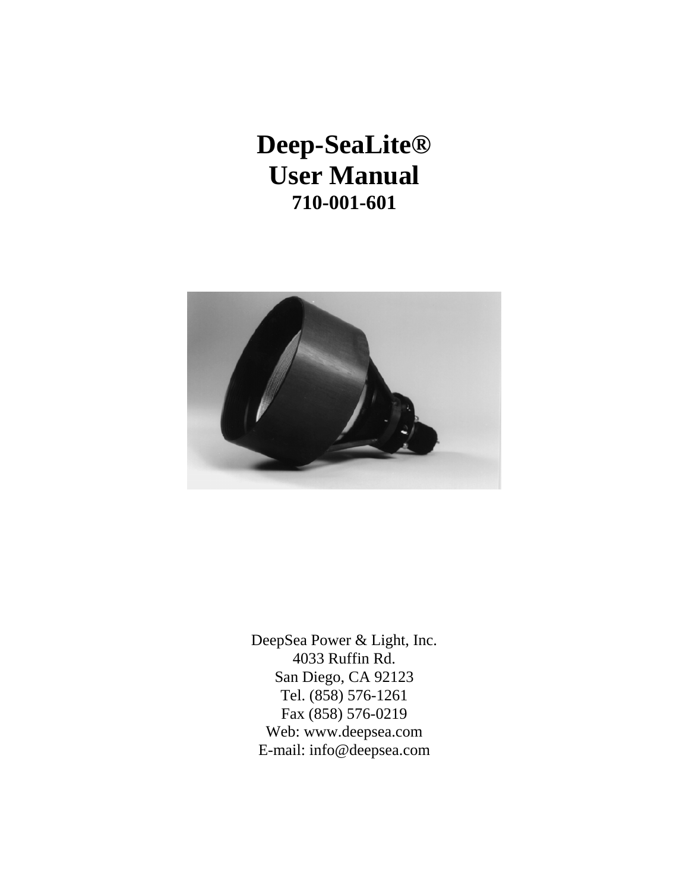# Deep-SeaLite®
# User Manual
**710-001-601**

DeepSea Power & Light, Inc.
4033 Ruffin Rd.
San Diego, CA 92123
Tel. (858) 576-1261
Fax (858) 576-0219
Web: www.deepsea.com
E-mail: info@deepsea.com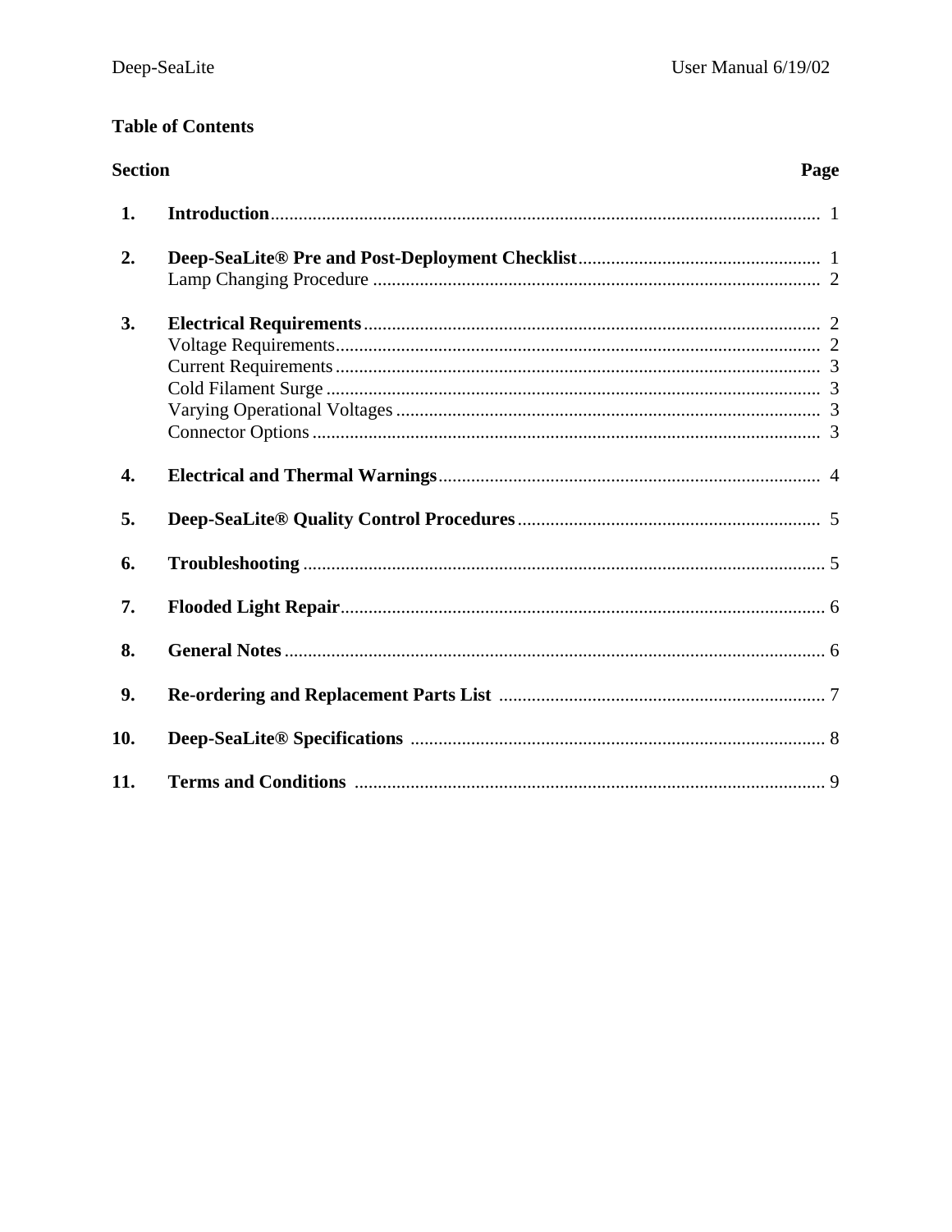## Table of Contents

| Section | | Page |
|---|---|---|
| **1.** | **Introduction** | 1 |
| **2.** | **Deep-SeaLite® Pre and Post-Deployment Checklist** | 1 |
| | Lamp Changing Procedure | 2 |
| **3.** | **Electrical Requirements** | 2 |
| | Voltage Requirements | 2 |
| | Current Requirements | 3 |
| | Cold Filament Surge | 3 |
| | Varying Operational Voltages | 3 |
| | Connector Options | 3 |
| **4.** | **Electrical and Thermal Warnings** | 4 |
| **5.** | **Deep-SeaLite® Quality Control Procedures** | 5 |
| **6.** | **Troubleshooting** | 5 |
| **7.** | **Flooded Light Repair** | 6 |
| **8.** | **General Notes** | 6 |
| **9.** | **Re-ordering and Replacement Parts List** | 7 |
| **10.** | **Deep-SeaLite® Specifications** | 8 |
| **11.** | **Terms and Conditions** | 9 |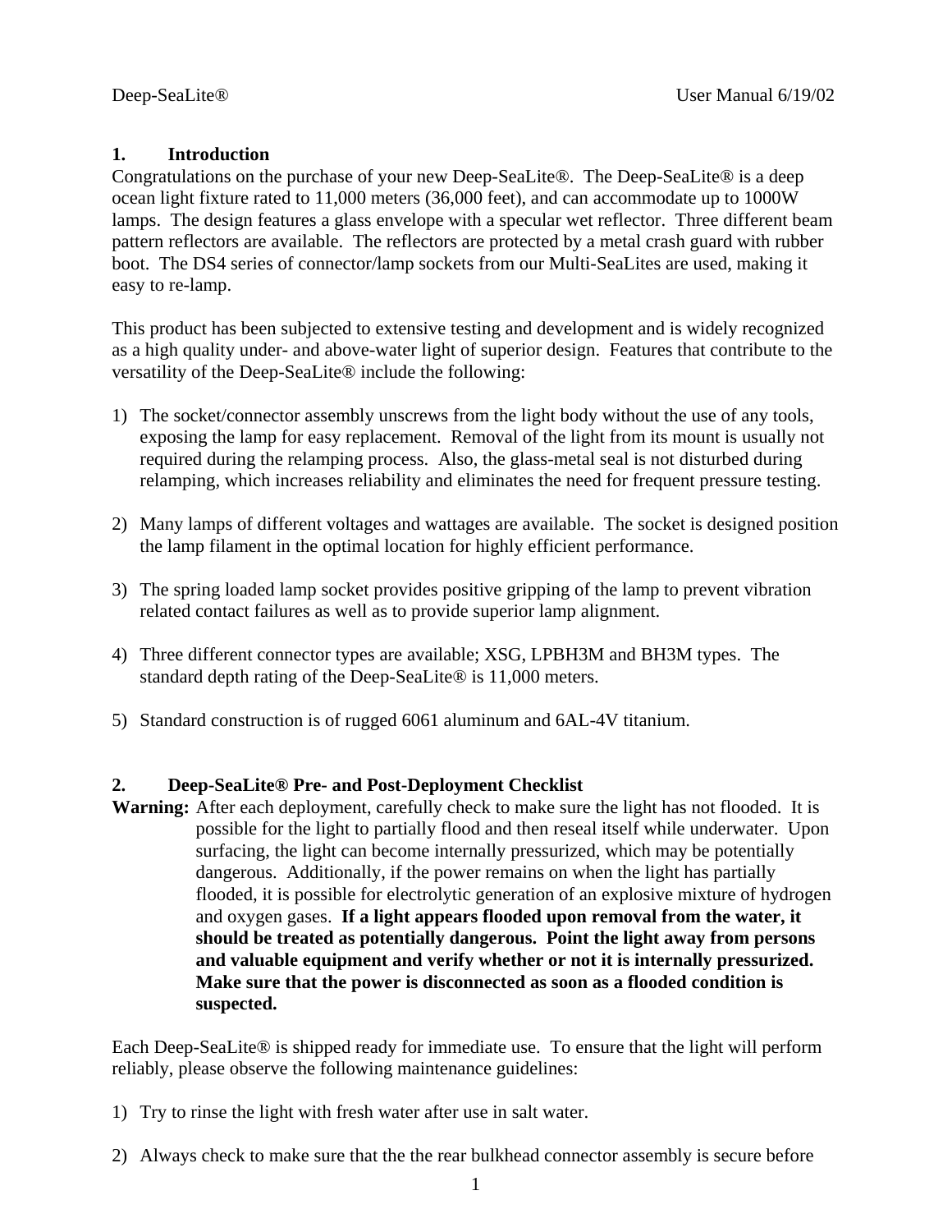## 1. Introduction

Congratulations on the purchase of your new Deep-SeaLite®. The Deep-SeaLite® is a deep ocean light fixture rated to 11,000 meters (36,000 feet), and can accommodate up to 1000W lamps. The design features a glass envelope with a specular wet reflector. Three different beam pattern reflectors are available. The reflectors are protected by a metal crash guard with rubber boot. The DS4 series of connector/lamp sockets from our Multi-SeaLites are used, making it easy to re-lamp.

This product has been subjected to extensive testing and development and is widely recognized as a high quality under- and above-water light of superior design. Features that contribute to the versatility of the Deep-SeaLite® include the following:

1) The socket/connector assembly unscrews from the light body without the use of any tools, exposing the lamp for easy replacement. Removal of the light from its mount is usually not required during the relamping process. Also, the glass-metal seal is not disturbed during relamping, which increases reliability and eliminates the need for frequent pressure testing.

2) Many lamps of different voltages and wattages are available. The socket is designed position the lamp filament in the optimal location for highly efficient performance.

3) The spring loaded lamp socket provides positive gripping of the lamp to prevent vibration related contact failures as well as to provide superior lamp alignment.

4) Three different connector types are available; XSG, LPBH3M and BH3M types. The standard depth rating of the Deep-SeaLite® is 11,000 meters.

5) Standard construction is of rugged 6061 aluminum and 6AL-4V titanium.

## 2. Deep-SeaLite® Pre- and Post-Deployment Checklist

**Warning:** After each deployment, carefully check to make sure the light has not flooded. It is possible for the light to partially flood and then reseal itself while underwater. Upon surfacing, the light can become internally pressurized, which may be potentially dangerous. Additionally, if the power remains on when the light has partially flooded, it is possible for electrolytic generation of an explosive mixture of hydrogen and oxygen gases. **If a light appears flooded upon removal from the water, it should be treated as potentially dangerous. Point the light away from persons and valuable equipment and verify whether or not it is internally pressurized. Make sure that the power is disconnected as soon as a flooded condition is suspected.**

Each Deep-SeaLite® is shipped ready for immediate use. To ensure that the light will perform reliably, please observe the following maintenance guidelines:

1) Try to rinse the light with fresh water after use in salt water.

2) Always check to make sure that the the rear bulkhead connector assembly is secure before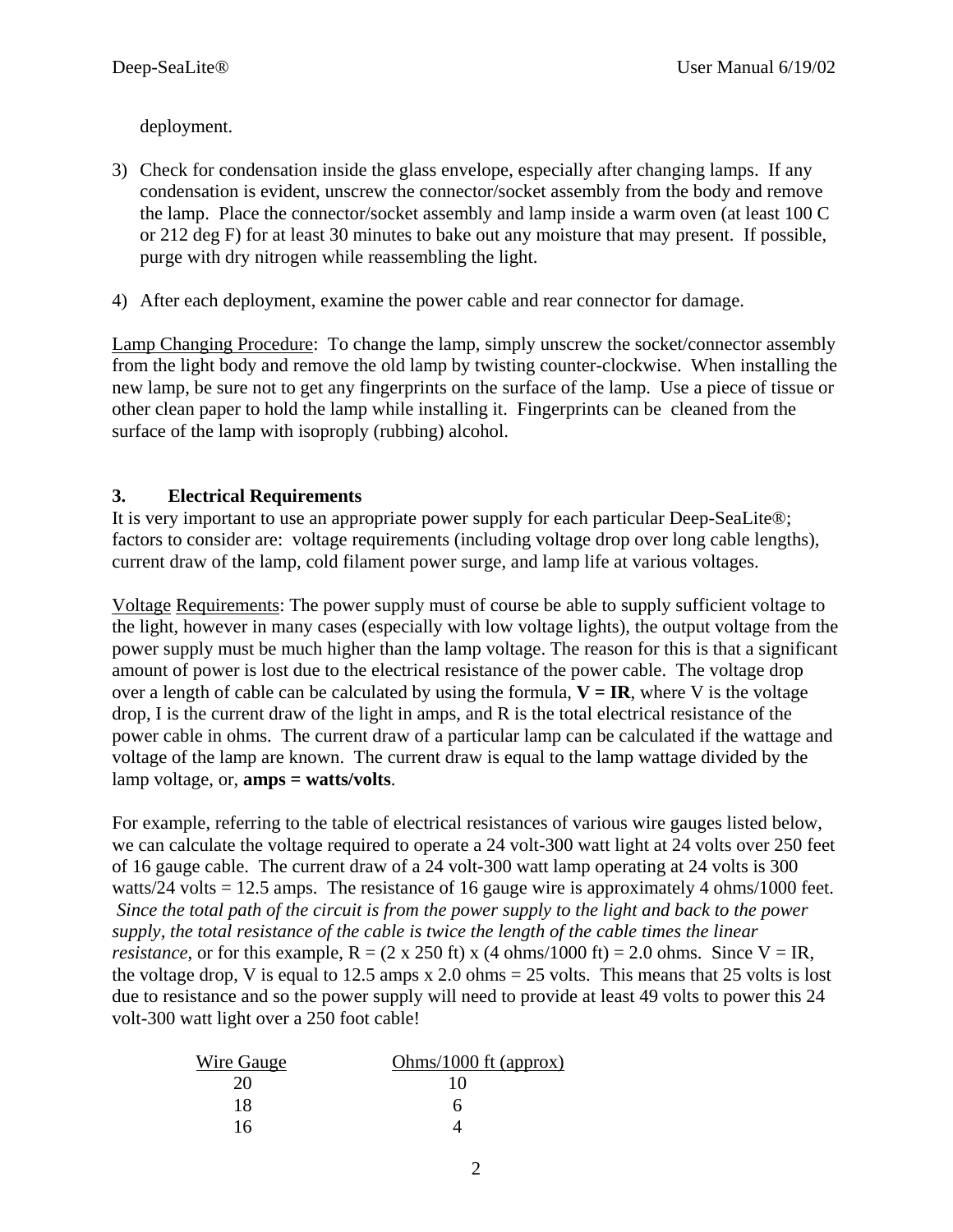deployment.

3) Check for condensation inside the glass envelope, especially after changing lamps. If any condensation is evident, unscrew the connector/socket assembly from the body and remove the lamp. Place the connector/socket assembly and lamp inside a warm oven (at least 100 C or 212 deg F) for at least 30 minutes to bake out any moisture that may present. If possible, purge with dry nitrogen while reassembling the light.

4) After each deployment, examine the power cable and rear connector for damage.

<u>Lamp Changing Procedure</u>: To change the lamp, simply unscrew the socket/connector assembly from the light body and remove the old lamp by twisting counter-clockwise. When installing the new lamp, be sure not to get any fingerprints on the surface of the lamp. Use a piece of tissue or other clean paper to hold the lamp while installing it. Fingerprints can be cleaned from the surface of the lamp with isoproply (rubbing) alcohol.

## 3. Electrical Requirements

It is very important to use an appropriate power supply for each particular Deep-SeaLite®; factors to consider are: voltage requirements (including voltage drop over long cable lengths), current draw of the lamp, cold filament power surge, and lamp life at various voltages.

<u>Voltage Requirements</u>: The power supply must of course be able to supply sufficient voltage to the light, however in many cases (especially with low voltage lights), the output voltage from the power supply must be much higher than the lamp voltage. The reason for this is that a significant amount of power is lost due to the electrical resistance of the power cable. The voltage drop over a length of cable can be calculated by using the formula, **V = IR**, where V is the voltage drop, I is the current draw of the light in amps, and R is the total electrical resistance of the power cable in ohms. The current draw of a particular lamp can be calculated if the wattage and voltage of the lamp are known. The current draw is equal to the lamp wattage divided by the lamp voltage, or, **amps = watts/volts**.

For example, referring to the table of electrical resistances of various wire gauges listed below, we can calculate the voltage required to operate a 24 volt-300 watt light at 24 volts over 250 feet of 16 gauge cable. The current draw of a 24 volt-300 watt lamp operating at 24 volts is 300 watts/24 volts = 12.5 amps. The resistance of 16 gauge wire is approximately 4 ohms/1000 feet. *Since the total path of the circuit is from the power supply to the light and back to the power supply, the total resistance of the cable is twice the length of the cable times the linear resistance*, or for this example, R = (2 x 250 ft) x (4 ohms/1000 ft) = 2.0 ohms. Since V = IR, the voltage drop, V is equal to 12.5 amps x 2.0 ohms = 25 volts. This means that 25 volts is lost due to resistance and so the power supply will need to provide at least 49 volts to power this 24 volt-300 watt light over a 250 foot cable!

| Wire Gauge | Ohms/1000 ft (approx) |
|---|---|
| 20 | 10 |
| 18 | 6 |
| 16 | 4 |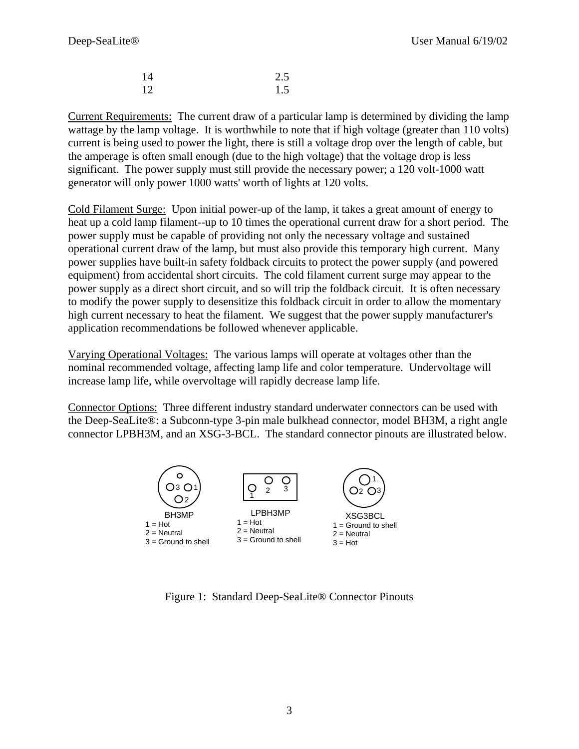| 14 | 2.5 |
| --- | --- |
| 12 | 1.5 |

Current Requirements: The current draw of a particular lamp is determined by dividing the lamp wattage by the lamp voltage. It is worthwhile to note that if high voltage (greater than 110 volts) current is being used to power the light, there is still a voltage drop over the length of cable, but the amperage is often small enough (due to the high voltage) that the voltage drop is less significant. The power supply must still provide the necessary power; a 120 volt-1000 watt generator will only power 1000 watts' worth of lights at 120 volts.

Cold Filament Surge: Upon initial power-up of the lamp, it takes a great amount of energy to heat up a cold lamp filament--up to 10 times the operational current draw for a short period. The power supply must be capable of providing not only the necessary voltage and sustained operational current draw of the lamp, but must also provide this temporary high current. Many power supplies have built-in safety foldback circuits to protect the power supply (and powered equipment) from accidental short circuits. The cold filament current surge may appear to the power supply as a direct short circuit, and so will trip the foldback circuit. It is often necessary to modify the power supply to desensitize this foldback circuit in order to allow the momentary high current necessary to heat the filament. We suggest that the power supply manufacturer's application recommendations be followed whenever applicable.

Varying Operational Voltages: The various lamps will operate at voltages other than the nominal recommended voltage, affecting lamp life and color temperature. Undervoltage will increase lamp life, while overvoltage will rapidly decrease lamp life.

Connector Options: Three different industry standard underwater connectors can be used with the Deep-SeaLite®: a Subconn-type 3-pin male bulkhead connector, model BH3M, a right angle connector LPBH3M, and an XSG-3-BCL. The standard connector pinouts are illustrated below.

BH3MP
1 = Hot
2 = Neutral
3 = Ground to shell

LPBH3MP
1 = Hot
2 = Neutral
3 = Ground to shell

XSG3BCL
1 = Ground to shell
2 = Neutral
3 = Hot

Figure 1: Standard Deep-SeaLite® Connector Pinouts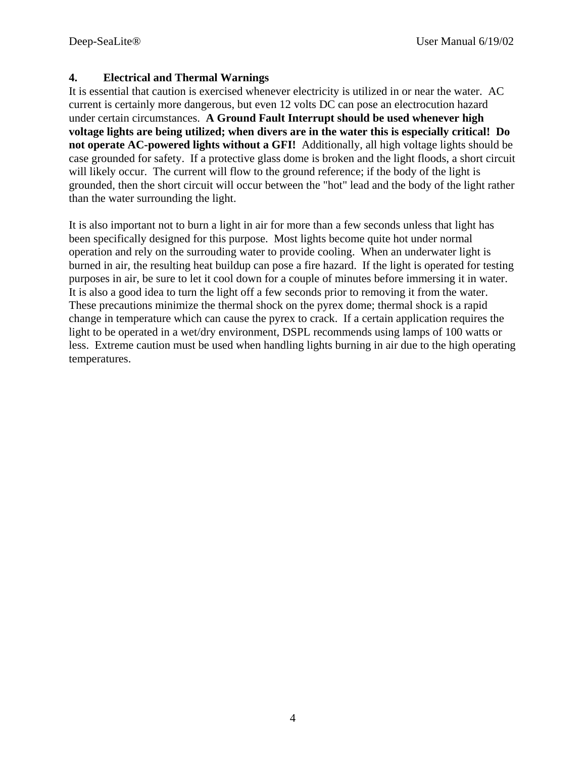## 4. Electrical and Thermal Warnings

It is essential that caution is exercised whenever electricity is utilized in or near the water. AC current is certainly more dangerous, but even 12 volts DC can pose an electrocution hazard under certain circumstances. **A Ground Fault Interrupt should be used whenever high voltage lights are being utilized; when divers are in the water this is especially critical! Do not operate AC-powered lights without a GFI!** Additionally, all high voltage lights should be case grounded for safety. If a protective glass dome is broken and the light floods, a short circuit will likely occur. The current will flow to the ground reference; if the body of the light is grounded, then the short circuit will occur between the "hot" lead and the body of the light rather than the water surrounding the light.

It is also important not to burn a light in air for more than a few seconds unless that light has been specifically designed for this purpose. Most lights become quite hot under normal operation and rely on the surrouding water to provide cooling. When an underwater light is burned in air, the resulting heat buildup can pose a fire hazard. If the light is operated for testing purposes in air, be sure to let it cool down for a couple of minutes before immersing it in water. It is also a good idea to turn the light off a few seconds prior to removing it from the water. These precautions minimize the thermal shock on the pyrex dome; thermal shock is a rapid change in temperature which can cause the pyrex to crack. If a certain application requires the light to be operated in a wet/dry environment, DSPL recommends using lamps of 100 watts or less. Extreme caution must be used when handling lights burning in air due to the high operating temperatures.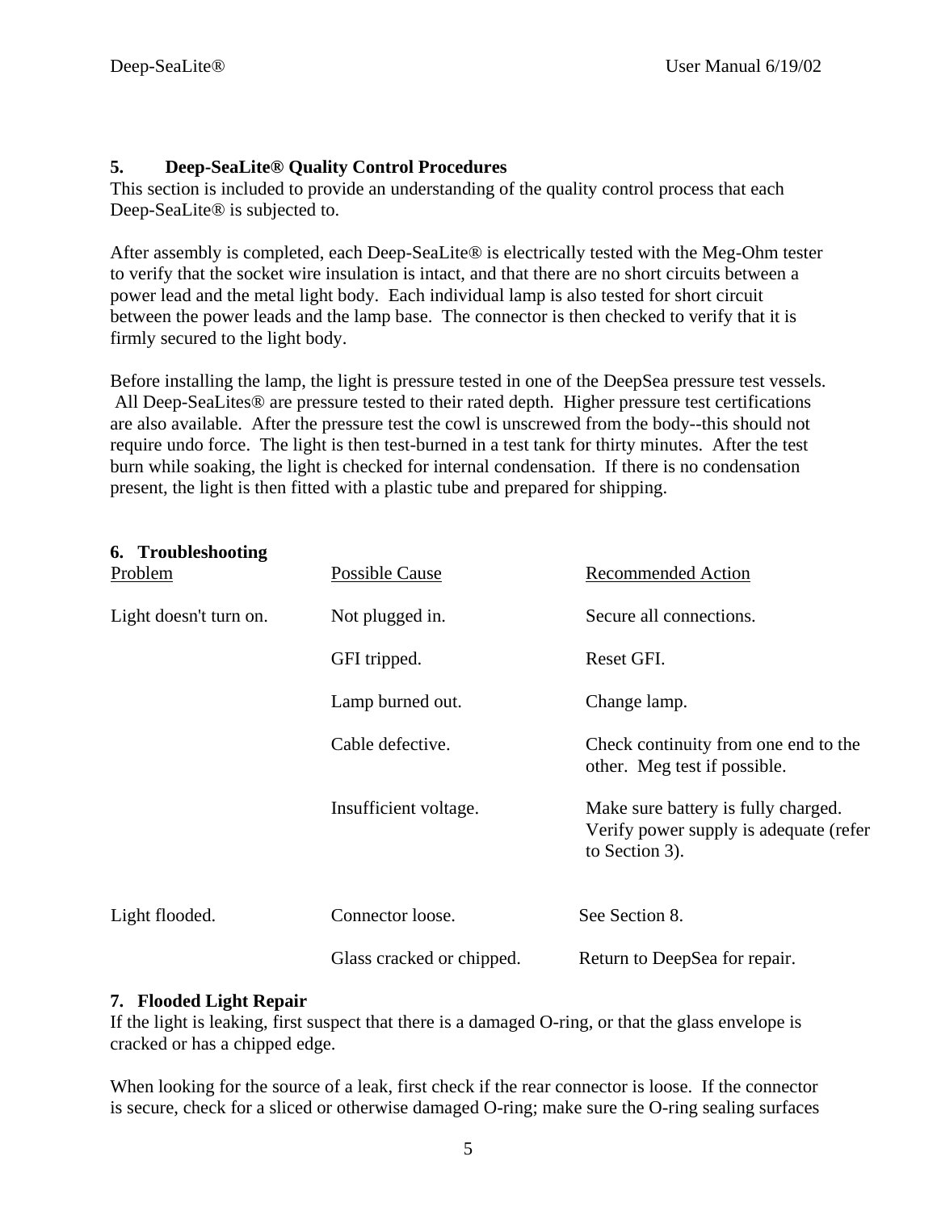## 5. Deep-SeaLite® Quality Control Procedures

This section is included to provide an understanding of the quality control process that each Deep-SeaLite® is subjected to.

After assembly is completed, each Deep-SeaLite® is electrically tested with the Meg-Ohm tester to verify that the socket wire insulation is intact, and that there are no short circuits between a power lead and the metal light body. Each individual lamp is also tested for short circuit between the power leads and the lamp base. The connector is then checked to verify that it is firmly secured to the light body.

Before installing the lamp, the light is pressure tested in one of the DeepSea pressure test vessels. All Deep-SeaLites® are pressure tested to their rated depth. Higher pressure test certifications are also available. After the pressure test the cowl is unscrewed from the body--this should not require undo force. The light is then test-burned in a test tank for thirty minutes. After the test burn while soaking, the light is checked for internal condensation. If there is no condensation present, the light is then fitted with a plastic tube and prepared for shipping.

## 6. Troubleshooting

| Problem | Possible Cause | Recommended Action |
|---|---|---|
| Light doesn't turn on. | Not plugged in. | Secure all connections. |
| | GFI tripped. | Reset GFI. |
| | Lamp burned out. | Change lamp. |
| | Cable defective. | Check continuity from one end to the other. Meg test if possible. |
| | Insufficient voltage. | Make sure battery is fully charged. Verify power supply is adequate (refer to Section 3). |
| Light flooded. | Connector loose. | See Section 8. |
| | Glass cracked or chipped. | Return to DeepSea for repair. |

## 7. Flooded Light Repair

If the light is leaking, first suspect that there is a damaged O-ring, or that the glass envelope is cracked or has a chipped edge.

When looking for the source of a leak, first check if the rear connector is loose. If the connector is secure, check for a sliced or otherwise damaged O-ring; make sure the O-ring sealing surfaces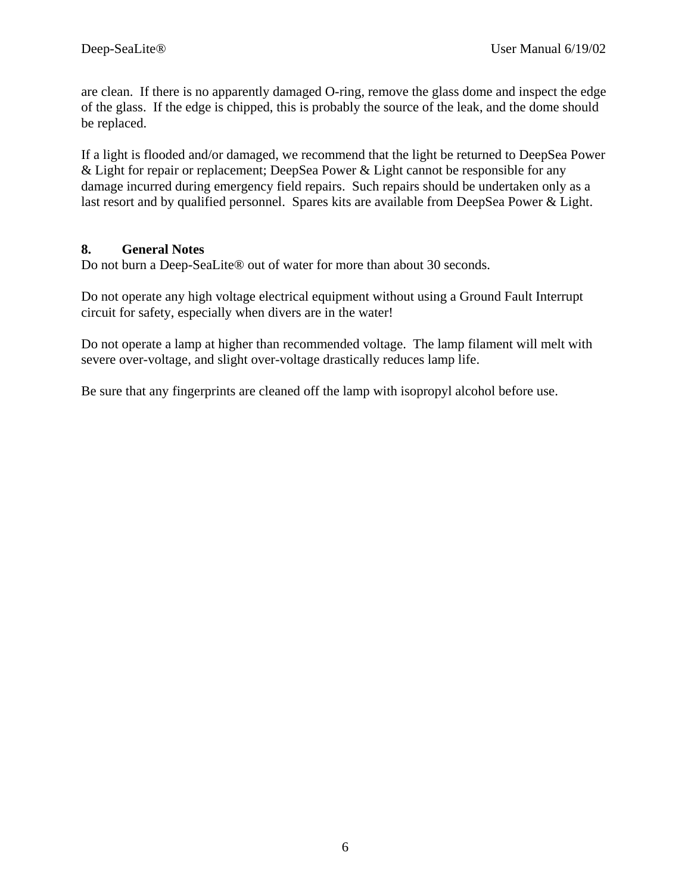are clean.  If there is no apparently damaged O-ring, remove the glass dome and inspect the edge of the glass.  If the edge is chipped, this is probably the source of the leak, and the dome should be replaced.

If a light is flooded and/or damaged, we recommend that the light be returned to DeepSea Power & Light for repair or replacement; DeepSea Power & Light cannot be responsible for any damage incurred during emergency field repairs.  Such repairs should be undertaken only as a last resort and by qualified personnel.  Spares kits are available from DeepSea Power & Light.

## 8. General Notes

Do not burn a Deep-SeaLite® out of water for more than about 30 seconds.

Do not operate any high voltage electrical equipment without using a Ground Fault Interrupt circuit for safety, especially when divers are in the water!

Do not operate a lamp at higher than recommended voltage.  The lamp filament will melt with severe over-voltage, and slight over-voltage drastically reduces lamp life.

Be sure that any fingerprints are cleaned off the lamp with isopropyl alcohol before use.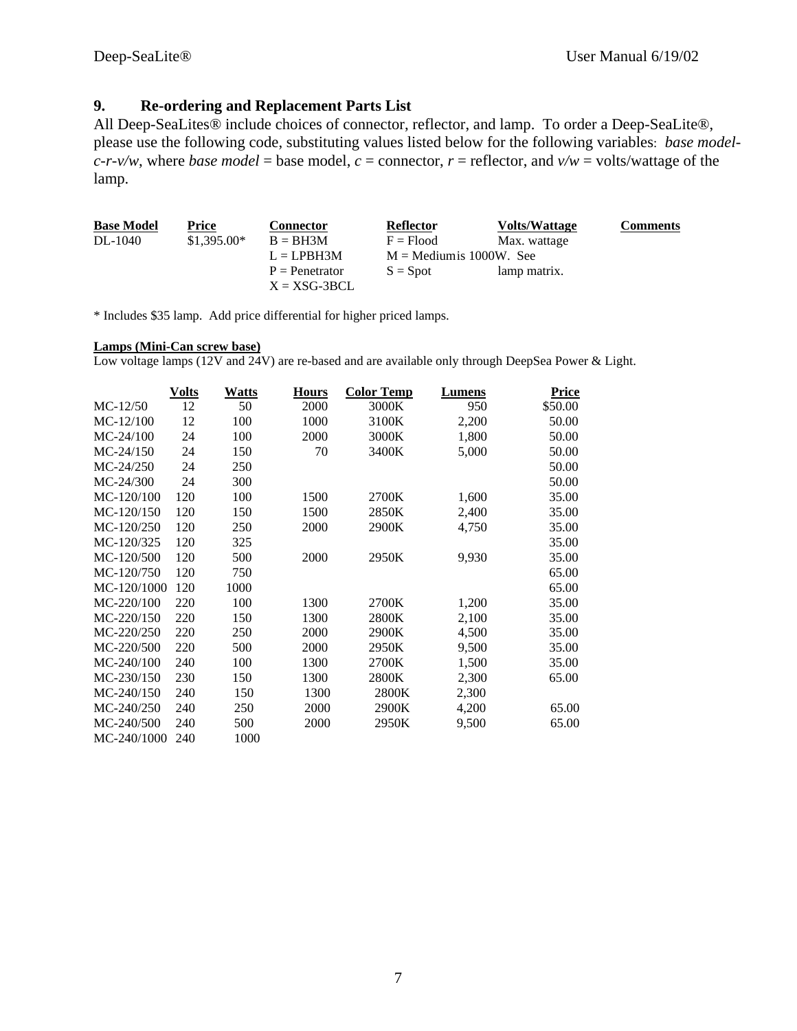## 9. Re-ordering and Replacement Parts List

All Deep-SeaLites® include choices of connector, reflector, and lamp. To order a Deep-SeaLite®, please use the following code, substituting values listed below for the following variables: *base model-c-r-v/w*, where *base model* = base model, *c* = connector, *r* = reflector, and *v/w* = volts/wattage of the lamp.

| Base Model | Price | Connector | Reflector | Volts/Wattage | Comments |
|---|---|---|---|---|---|
| DL-1040 | $1,395.00* | B = BH3M<br>L = LPBH3M<br>P = Penetrator<br>X = XSG-3BCL | F = Flood<br>M = Medium<br>S = Spot | Max. wattage is 1000W. See lamp matrix. | |

* Includes $35 lamp. Add price differential for higher priced lamps.

**Lamps (Mini-Can screw base)**

Low voltage lamps (12V and 24V) are re-based and are available only through DeepSea Power & Light.

| | Volts | Watts | Hours | Color Temp | Lumens | Price |
|---|---|---|---|---|---|---|
| MC-12/50 | 12 | 50 | 2000 | 3000K | 950 | $50.00 |
| MC-12/100 | 12 | 100 | 1000 | 3100K | 2,200 | 50.00 |
| MC-24/100 | 24 | 100 | 2000 | 3000K | 1,800 | 50.00 |
| MC-24/150 | 24 | 150 | 70 | 3400K | 5,000 | 50.00 |
| MC-24/250 | 24 | 250 | | | | 50.00 |
| MC-24/300 | 24 | 300 | | | | 50.00 |
| MC-120/100 | 120 | 100 | 1500 | 2700K | 1,600 | 35.00 |
| MC-120/150 | 120 | 150 | 1500 | 2850K | 2,400 | 35.00 |
| MC-120/250 | 120 | 250 | 2000 | 2900K | 4,750 | 35.00 |
| MC-120/325 | 120 | 325 | | | | 35.00 |
| MC-120/500 | 120 | 500 | 2000 | 2950K | 9,930 | 35.00 |
| MC-120/750 | 120 | 750 | | | | 65.00 |
| MC-120/1000 | 120 | 1000 | | | | 65.00 |
| MC-220/100 | 220 | 100 | 1300 | 2700K | 1,200 | 35.00 |
| MC-220/150 | 220 | 150 | 1300 | 2800K | 2,100 | 35.00 |
| MC-220/250 | 220 | 250 | 2000 | 2900K | 4,500 | 35.00 |
| MC-220/500 | 220 | 500 | 2000 | 2950K | 9,500 | 35.00 |
| MC-240/100 | 240 | 100 | 1300 | 2700K | 1,500 | 35.00 |
| MC-230/150 | 230 | 150 | 1300 | 2800K | 2,300 | 65.00 |
| MC-240/150 | 240 | 150 | 1300 | 2800K | 2,300 | |
| MC-240/250 | 240 | 250 | 2000 | 2900K | 4,200 | 65.00 |
| MC-240/500 | 240 | 500 | 2000 | 2950K | 9,500 | 65.00 |
| MC-240/1000 | 240 | 1000 | | | | |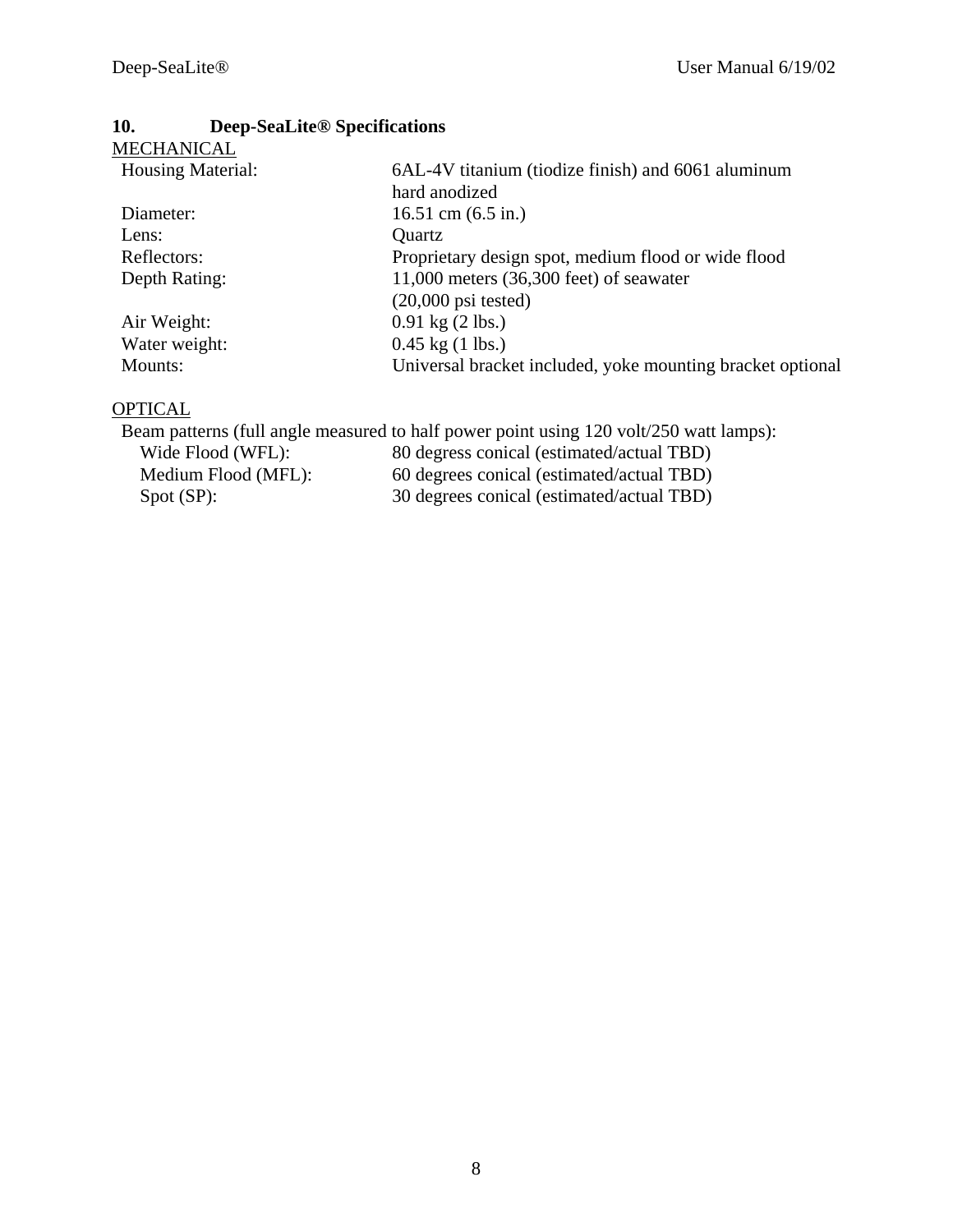## 10. Deep-SeaLite® Specifications

MECHANICAL

| | |
|---|---|
| Housing Material: | 6AL-4V titanium (tiodize finish) and 6061 aluminum hard anodized |
| Diameter: | 16.51 cm (6.5 in.) |
| Lens: | Quartz |
| Reflectors: | Proprietary design spot, medium flood or wide flood |
| Depth Rating: | 11,000 meters (36,300 feet) of seawater (20,000 psi tested) |
| Air Weight: | 0.91 kg (2 lbs.) |
| Water weight: | 0.45 kg (1 lbs.) |
| Mounts: | Universal bracket included, yoke mounting bracket optional |

OPTICAL

Beam patterns (full angle measured to half power point using 120 volt/250 watt lamps):

| | |
|---|---|
| Wide Flood (WFL): | 80 degress conical (estimated/actual TBD) |
| Medium Flood (MFL): | 60 degrees conical (estimated/actual TBD) |
| Spot (SP): | 30 degrees conical (estimated/actual TBD) |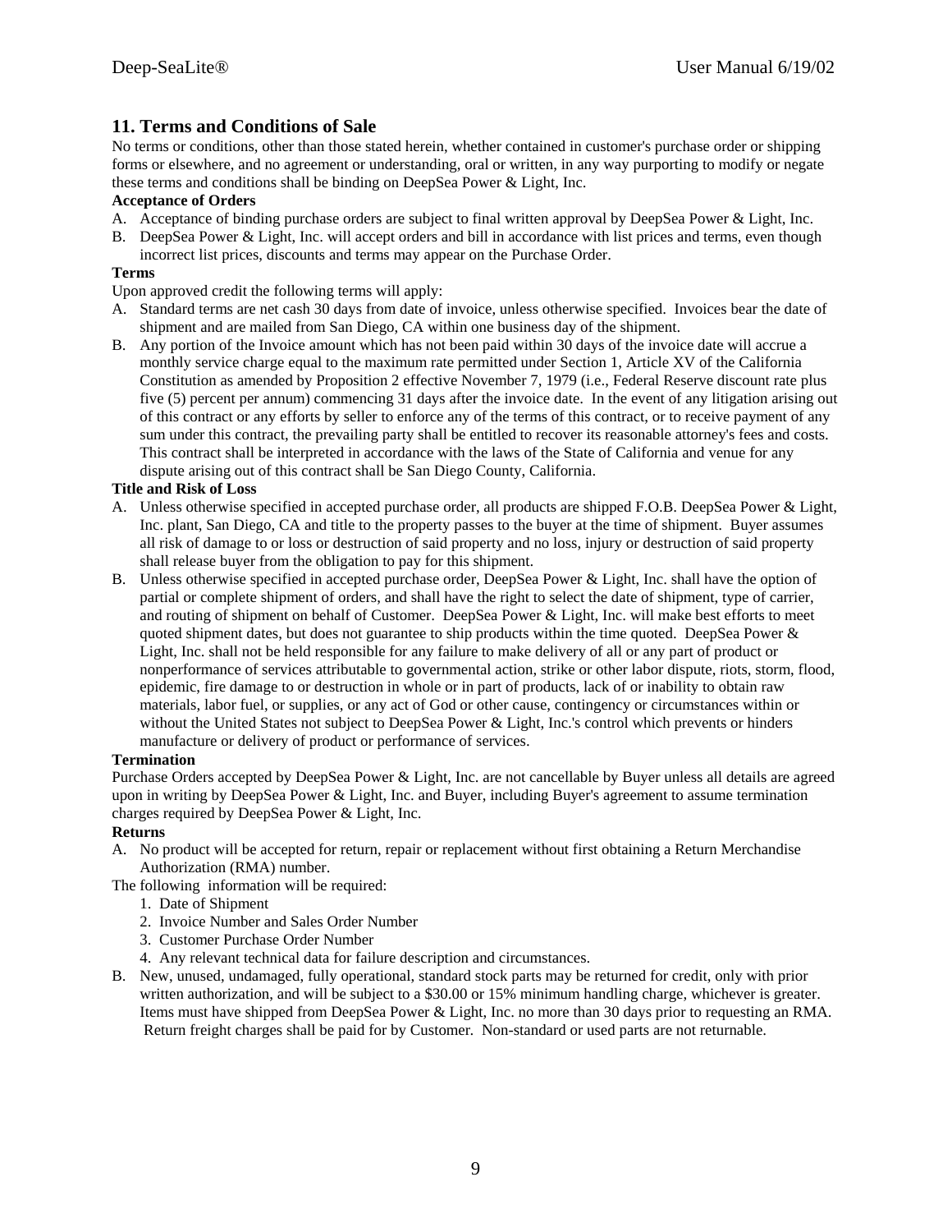## 11. Terms and Conditions of Sale

No terms or conditions, other than those stated herein, whether contained in customer's purchase order or shipping forms or elsewhere, and no agreement or understanding, oral or written, in any way purporting to modify or negate these terms and conditions shall be binding on DeepSea Power & Light, Inc.

**Acceptance of Orders**

A. Acceptance of binding purchase orders are subject to final written approval by DeepSea Power & Light, Inc.
B. DeepSea Power & Light, Inc. will accept orders and bill in accordance with list prices and terms, even though incorrect list prices, discounts and terms may appear on the Purchase Order.

**Terms**

Upon approved credit the following terms will apply:

A. Standard terms are net cash 30 days from date of invoice, unless otherwise specified. Invoices bear the date of shipment and are mailed from San Diego, CA within one business day of the shipment.
B. Any portion of the Invoice amount which has not been paid within 30 days of the invoice date will accrue a monthly service charge equal to the maximum rate permitted under Section 1, Article XV of the California Constitution as amended by Proposition 2 effective November 7, 1979 (i.e., Federal Reserve discount rate plus five (5) percent per annum) commencing 31 days after the invoice date. In the event of any litigation arising out of this contract or any efforts by seller to enforce any of the terms of this contract, or to receive payment of any sum under this contract, the prevailing party shall be entitled to recover its reasonable attorney's fees and costs. This contract shall be interpreted in accordance with the laws of the State of California and venue for any dispute arising out of this contract shall be San Diego County, California.

**Title and Risk of Loss**

A. Unless otherwise specified in accepted purchase order, all products are shipped F.O.B. DeepSea Power & Light, Inc. plant, San Diego, CA and title to the property passes to the buyer at the time of shipment. Buyer assumes all risk of damage to or loss or destruction of said property and no loss, injury or destruction of said property shall release buyer from the obligation to pay for this shipment.
B. Unless otherwise specified in accepted purchase order, DeepSea Power & Light, Inc. shall have the option of partial or complete shipment of orders, and shall have the right to select the date of shipment, type of carrier, and routing of shipment on behalf of Customer. DeepSea Power & Light, Inc. will make best efforts to meet quoted shipment dates, but does not guarantee to ship products within the time quoted. DeepSea Power & Light, Inc. shall not be held responsible for any failure to make delivery of all or any part of product or nonperformance of services attributable to governmental action, strike or other labor dispute, riots, storm, flood, epidemic, fire damage to or destruction in whole or in part of products, lack of or inability to obtain raw materials, labor fuel, or supplies, or any act of God or other cause, contingency or circumstances within or without the United States not subject to DeepSea Power & Light, Inc.'s control which prevents or hinders manufacture or delivery of product or performance of services.

**Termination**

Purchase Orders accepted by DeepSea Power & Light, Inc. are not cancellable by Buyer unless all details are agreed upon in writing by DeepSea Power & Light, Inc. and Buyer, including Buyer's agreement to assume termination charges required by DeepSea Power & Light, Inc.

**Returns**

A. No product will be accepted for return, repair or replacement without first obtaining a Return Merchandise Authorization (RMA) number.

The following information will be required:

1. Date of Shipment
2. Invoice Number and Sales Order Number
3. Customer Purchase Order Number
4. Any relevant technical data for failure description and circumstances.

B. New, unused, undamaged, fully operational, standard stock parts may be returned for credit, only with prior written authorization, and will be subject to a $30.00 or 15% minimum handling charge, whichever is greater. Items must have shipped from DeepSea Power & Light, Inc. no more than 30 days prior to requesting an RMA. Return freight charges shall be paid for by Customer. Non-standard or used parts are not returnable.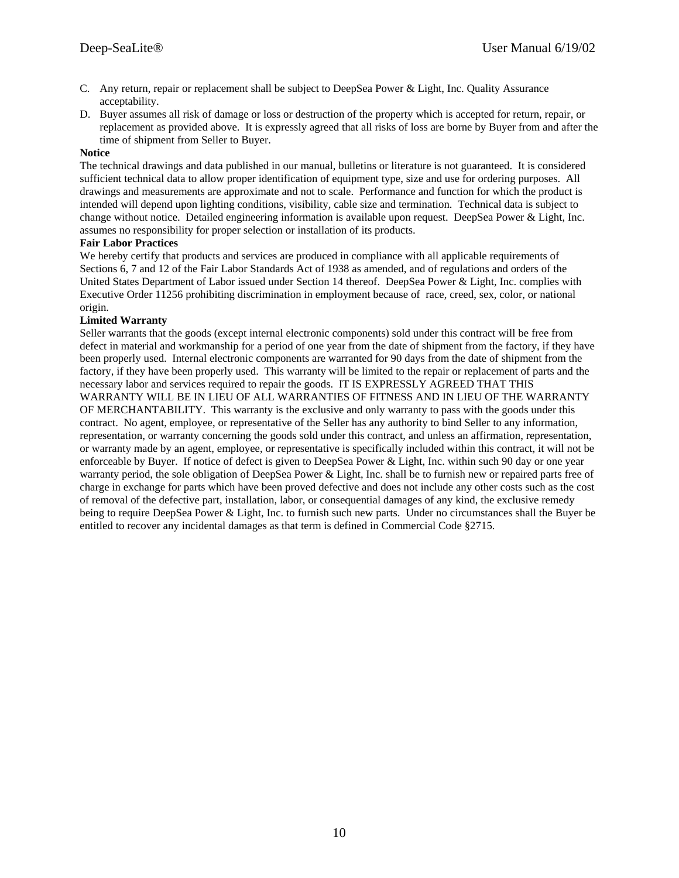C. Any return, repair or replacement shall be subject to DeepSea Power & Light, Inc. Quality Assurance acceptability.
D. Buyer assumes all risk of damage or loss or destruction of the property which is accepted for return, repair, or replacement as provided above. It is expressly agreed that all risks of loss are borne by Buyer from and after the time of shipment from Seller to Buyer.

**Notice**

The technical drawings and data published in our manual, bulletins or literature is not guaranteed. It is considered sufficient technical data to allow proper identification of equipment type, size and use for ordering purposes. All drawings and measurements are approximate and not to scale. Performance and function for which the product is intended will depend upon lighting conditions, visibility, cable size and termination. Technical data is subject to change without notice. Detailed engineering information is available upon request. DeepSea Power & Light, Inc. assumes no responsibility for proper selection or installation of its products.

**Fair Labor Practices**

We hereby certify that products and services are produced in compliance with all applicable requirements of Sections 6, 7 and 12 of the Fair Labor Standards Act of 1938 as amended, and of regulations and orders of the United States Department of Labor issued under Section 14 thereof. DeepSea Power & Light, Inc. complies with Executive Order 11256 prohibiting discrimination in employment because of race, creed, sex, color, or national origin.

**Limited Warranty**

Seller warrants that the goods (except internal electronic components) sold under this contract will be free from defect in material and workmanship for a period of one year from the date of shipment from the factory, if they have been properly used. Internal electronic components are warranted for 90 days from the date of shipment from the factory, if they have been properly used. This warranty will be limited to the repair or replacement of parts and the necessary labor and services required to repair the goods. IT IS EXPRESSLY AGREED THAT THIS WARRANTY WILL BE IN LIEU OF ALL WARRANTIES OF FITNESS AND IN LIEU OF THE WARRANTY OF MERCHANTABILITY. This warranty is the exclusive and only warranty to pass with the goods under this contract. No agent, employee, or representative of the Seller has any authority to bind Seller to any information, representation, or warranty concerning the goods sold under this contract, and unless an affirmation, representation, or warranty made by an agent, employee, or representative is specifically included within this contract, it will not be enforceable by Buyer. If notice of defect is given to DeepSea Power & Light, Inc. within such 90 day or one year warranty period, the sole obligation of DeepSea Power & Light, Inc. shall be to furnish new or repaired parts free of charge in exchange for parts which have been proved defective and does not include any other costs such as the cost of removal of the defective part, installation, labor, or consequential damages of any kind, the exclusive remedy being to require DeepSea Power & Light, Inc. to furnish such new parts. Under no circumstances shall the Buyer be entitled to recover any incidental damages as that term is defined in Commercial Code §2715.